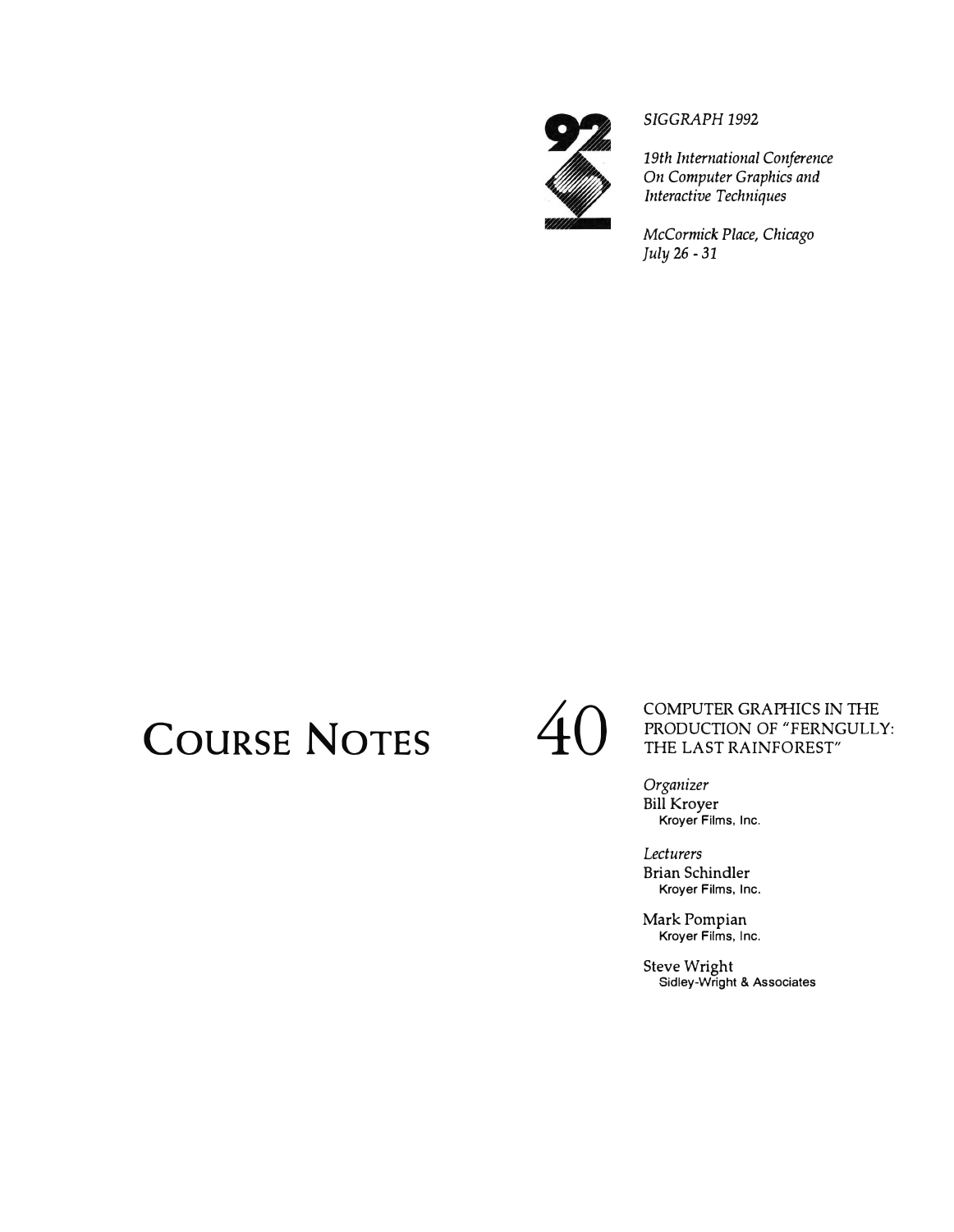*SIGGRAPH 1992*

*19th International Conference On Computer Graphics and Interactive Techniques*

*McCormick Place, Chicago*
*July 26 - 31*

# COURSE NOTES 40

## COMPUTER GRAPHICS IN THE PRODUCTION OF "FERNGULLY: THE LAST RAINFOREST"

*Organizer*
Bill Kroyer
Kroyer Films, Inc.

*Lecturers*
Brian Schindler
Kroyer Films, Inc.

Mark Pompian
Kroyer Films, Inc.

Steve Wright
Sidley-Wright & Associates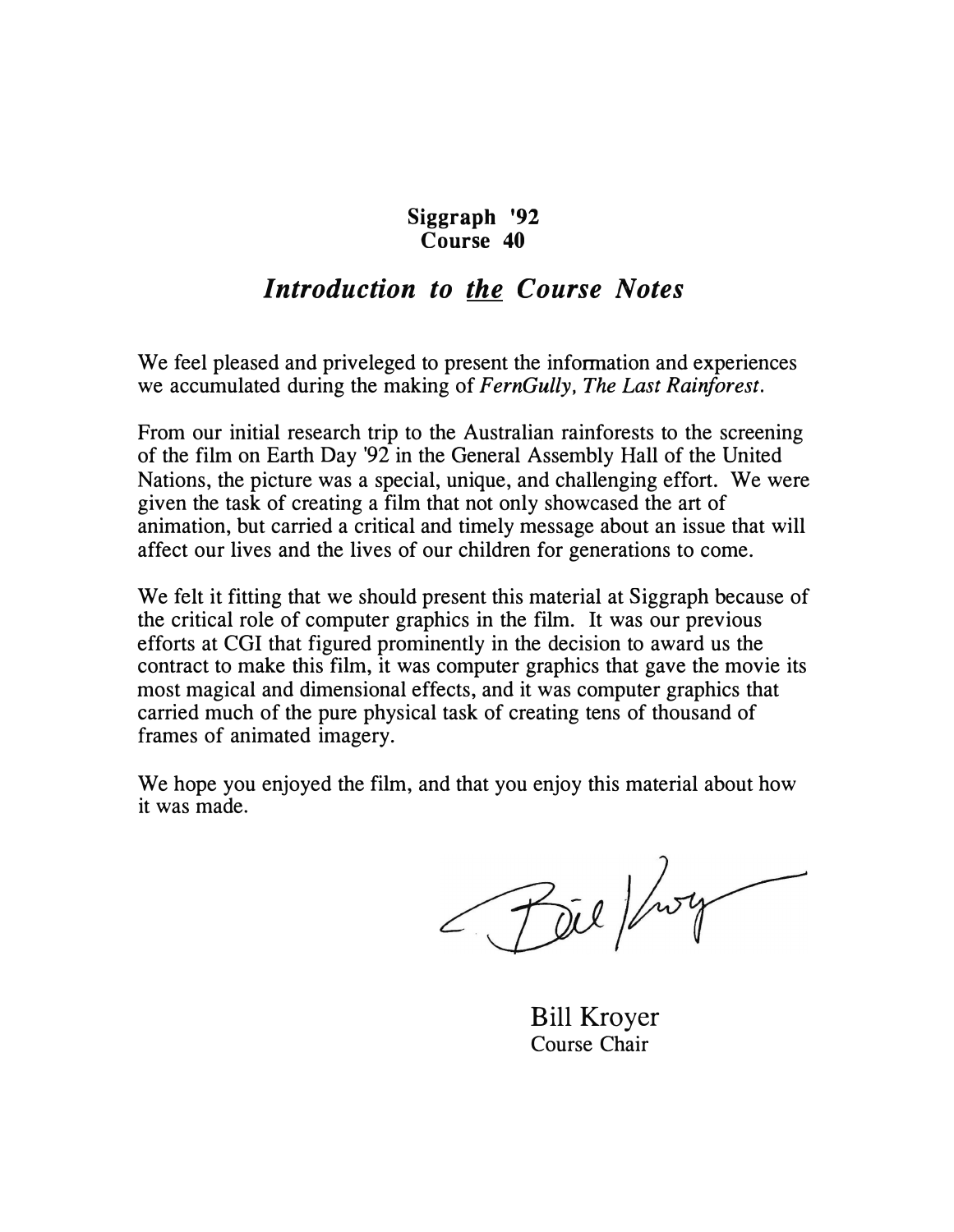**Siggraph '92**
**Course 40**

## *Introduction to the Course Notes*

We feel pleased and priveleged to present the information and experiences we accumulated during the making of *FernGully, The Last Rainforest.*

From our initial research trip to the Australian rainforests to the screening of the film on Earth Day '92 in the General Assembly Hall of the United Nations, the picture was a special, unique, and challenging effort. We were given the task of creating a film that not only showcased the art of animation, but carried a critical and timely message about an issue that will affect our lives and the lives of our children for generations to come.

We felt it fitting that we should present this material at Siggraph because of the critical role of computer graphics in the film. It was our previous efforts at CGI that figured prominently in the decision to award us the contract to make this film, it was computer graphics that gave the movie its most magical and dimensional effects, and it was computer graphics that carried much of the pure physical task of creating tens of thousand of frames of animated imagery.

We hope you enjoyed the film, and that you enjoy this material about how it was made.

Bill Kroyer
Course Chair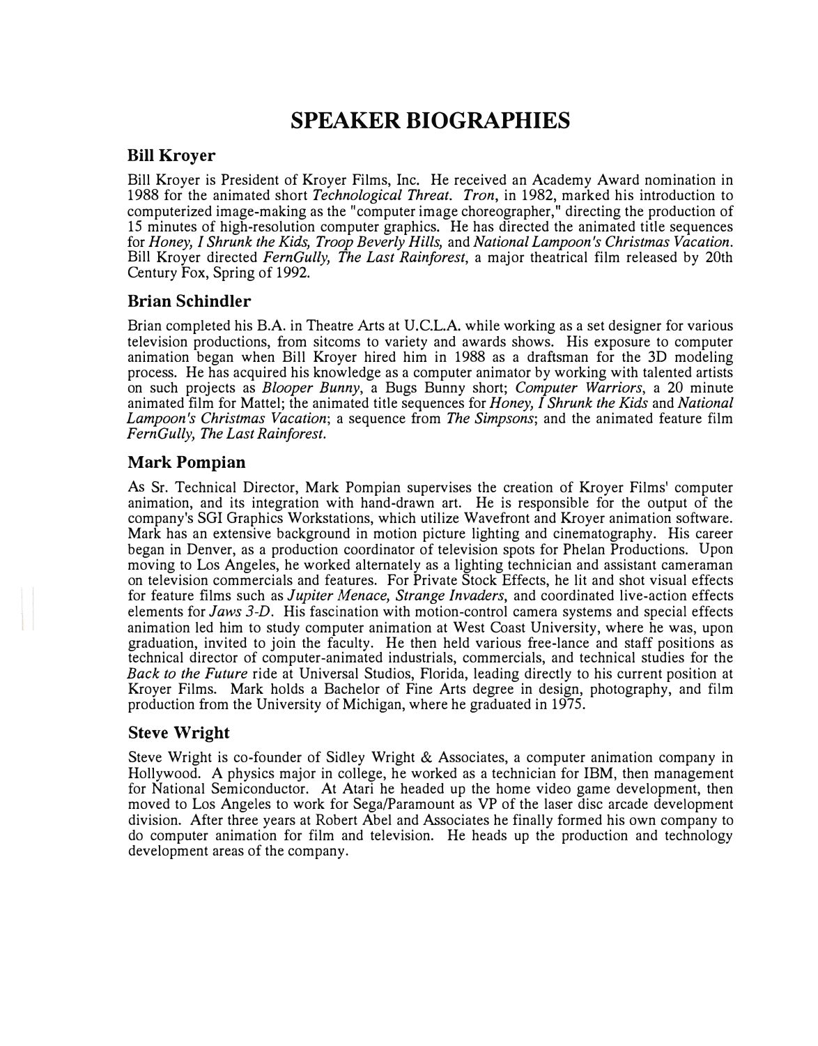# SPEAKER BIOGRAPHIES

## Bill Kroyer

Bill Kroyer is President of Kroyer Films, Inc. He received an Academy Award nomination in 1988 for the animated short *Technological Threat*. *Tron*, in 1982, marked his introduction to computerized image-making as the "computer image choreographer," directing the production of 15 minutes of high-resolution computer graphics. He has directed the animated title sequences for *Honey, I Shrunk the Kids, Troop Beverly Hills,* and *National Lampoon's Christmas Vacation*. Bill Kroyer directed *FernGully, The Last Rainforest*, a major theatrical film released by 20th Century Fox, Spring of 1992.

## Brian Schindler

Brian completed his B.A. in Theatre Arts at U.C.L.A. while working as a set designer for various television productions, from sitcoms to variety and awards shows. His exposure to computer animation began when Bill Kroyer hired him in 1988 as a draftsman for the 3D modeling process. He has acquired his knowledge as a computer animator by working with talented artists on such projects as *Blooper Bunny*, a Bugs Bunny short; *Computer Warriors*, a 20 minute animated film for Mattel; the animated title sequences for *Honey, I Shrunk the Kids* and *National Lampoon's Christmas Vacation*; a sequence from *The Simpsons*; and the animated feature film *FernGully, The Last Rainforest.*

## Mark Pompian

As Sr. Technical Director, Mark Pompian supervises the creation of Kroyer Films' computer animation, and its integration with hand-drawn art. He is responsible for the output of the company's SGI Graphics Workstations, which utilize Wavefront and Kroyer animation software. Mark has an extensive background in motion picture lighting and cinematography. His career began in Denver, as a production coordinator of television spots for Phelan Productions. Upon moving to Los Angeles, he worked alternately as a lighting technician and assistant cameraman on television commercials and features. For Private Stock Effects, he lit and shot visual effects for feature films such as *Jupiter Menace, Strange Invaders*, and coordinated live-action effects elements for *Jaws 3-D*. His fascination with motion-control camera systems and special effects animation led him to study computer animation at West Coast University, where he was, upon graduation, invited to join the faculty. He then held various free-lance and staff positions as technical director of computer-animated industrials, commercials, and technical studies for the *Back to the Future* ride at Universal Studios, Florida, leading directly to his current position at Kroyer Films. Mark holds a Bachelor of Fine Arts degree in design, photography, and film production from the University of Michigan, where he graduated in 1975.

## Steve Wright

Steve Wright is co-founder of Sidley Wright & Associates, a computer animation company in Hollywood. A physics major in college, he worked as a technician for IBM, then management for National Semiconductor. At Atari he headed up the home video game development, then moved to Los Angeles to work for Sega/Paramount as VP of the laser disc arcade development division. After three years at Robert Abel and Associates he finally formed his own company to do computer animation for film and television. He heads up the production and technology development areas of the company.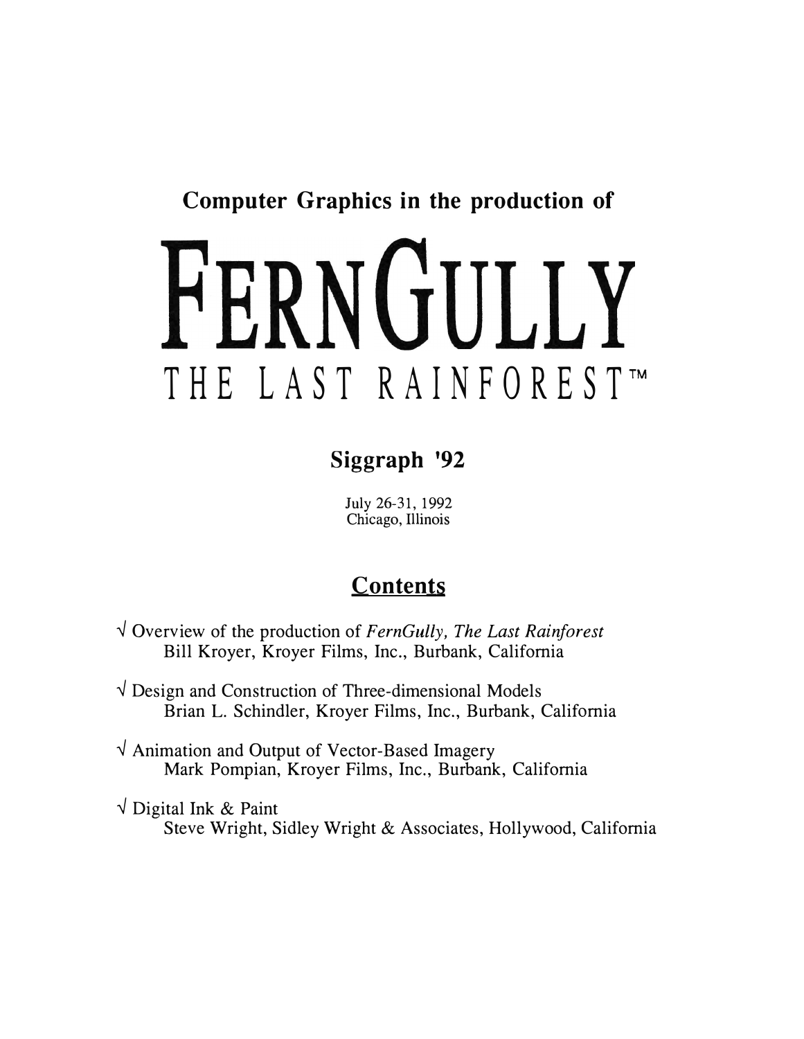**Computer Graphics in the production of**

# FERNGULLY

## THE LAST RAINFOREST™

### Siggraph '92

July 26-31, 1992
Chicago, Illinois

### Contents

√ Overview of the production of *FernGully, The Last Rainforest*
Bill Kroyer, Kroyer Films, Inc., Burbank, California

√ Design and Construction of Three-dimensional Models
Brian L. Schindler, Kroyer Films, Inc., Burbank, California

√ Animation and Output of Vector-Based Imagery
Mark Pompian, Kroyer Films, Inc., Burbank, California

√ Digital Ink & Paint
Steve Wright, Sidley Wright & Associates, Hollywood, California